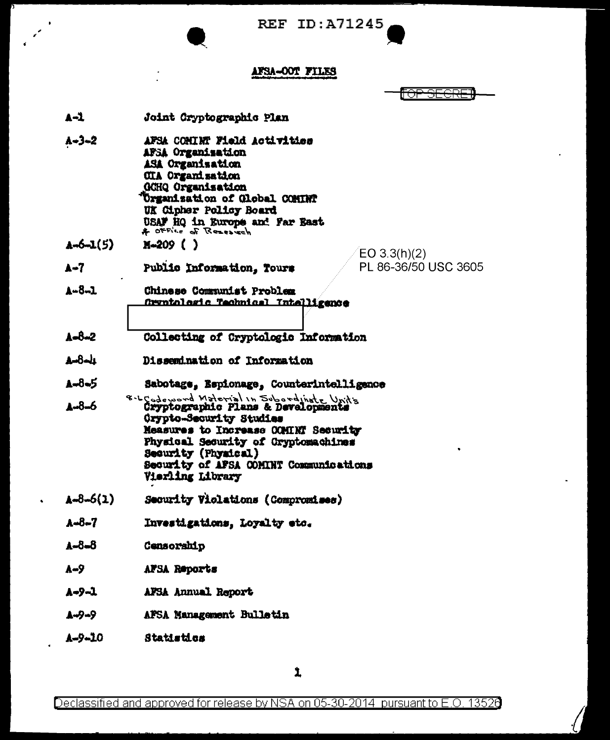REF ID:A71245

## AFSA-OOT FILES

TOP SECRET

| | |
|---|---|
| A-1 | Joint Cryptographic Plan |
| A-3-2 | AFSA COMINT Field Activities<br>AFSA Organization<br>ASA Organization<br>CIA Organization<br>GCHQ Organization<br>*Organization of Global COMINT<br>UK Cipher Policy Board<br>USAF HQ in Europe and Far East<br>* Office of Research |
| A-6-1(5) | M-209 ( ) |
| A-7 | Public Information, Tours |
| A-8-1 | Chinese Communist Problem<br>Cryptologic Technical Intelligence |
| A-8-2 | Collecting of Cryptologic Information |
| A-8-4 | Dissemination of Information |
| A-8-5 | Sabotage, Espionage, Counterintelligence |
| A-8-6 | 8-L Codeword Material in Subordinate Units<br>Cryptographic Plans & Developments<br>Crypto-Security Studies<br>Measures to Increase COMINT Security<br>Physical Security of Cryptomachines<br>Security (Physical)<br>Security of AFSA COMINT Communications<br>Vierling Library |
| A-8-6(1) | Security Violations (Compromises) |
| A-8-7 | Investigations, Loyalty etc. |
| A-8-8 | Censorship |
| A-9 | AFSA Reports |
| A-9-1 | AFSA Annual Report |
| A-9-9 | AFSA Management Bulletin |
| A-9-10 | Statistics |

EO 3.3(h)(2)
PL 86-36/50 USC 3605

Declassified and approved for release by NSA on 05-30-2014 pursuant to E.O. 13526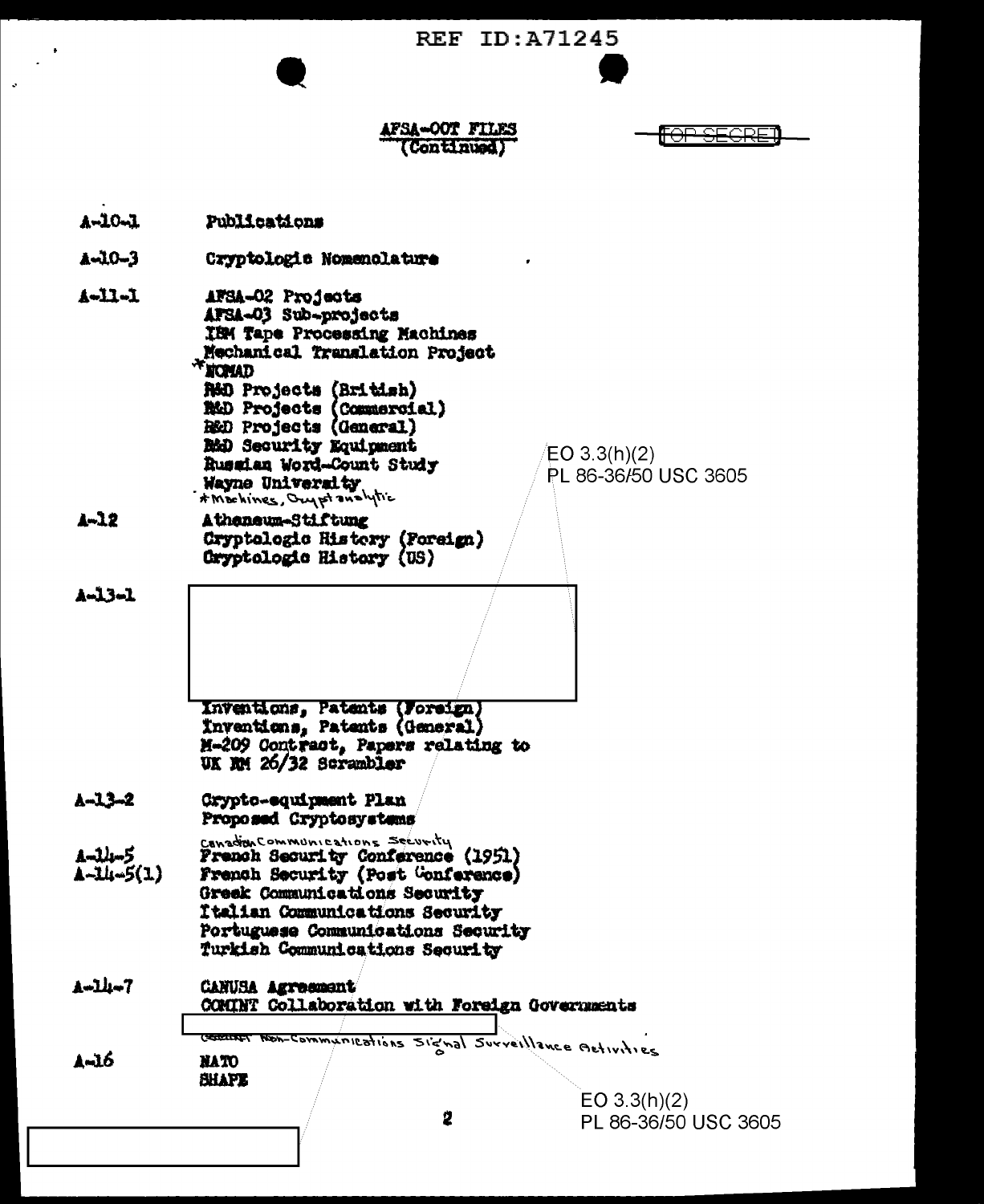REF ID:A71245

AFSA-00T FILES
(Continued)

TOP SECRET

| | |
|---|---|
| A-10-1 | Publications |
| A-10-3 | Cryptologic Nomenclature |
| A-11-1 | AFSA-02 Projects<br>AFSA-03 Sub-projects<br>IBM Tape Processing Machines<br>Mechanical Translation Project<br>*NOMAD<br>R&D Projects (British)<br>R&D Projects (Commercial)<br>R&D Projects (General)<br>R&D Security Equipment<br>Russian Word-Count Study<br>Wayne University<br>*Machines, Cryptanalytic |
| A-12 | Atheneum-Stiftung<br>Cryptologic History (Foreign)<br>Cryptologic History (US) |
| A-13-1 | [redacted]<br>Inventions, Patents (Foreign)<br>Inventions, Patents (General)<br>M-209 Contract, Papers relating to<br>UK RM 26/32 Scrambler |
| A-13-2 | Crypto-equipment Plan<br>Proposed Cryptosystems |
| A-14-5<br>A-14-5(1) | Canadian Communications Security<br>French Security Conference (1951)<br>French Security (Post Conference)<br>Greek Communications Security<br>Italian Communications Security<br>Portuguese Communications Security<br>Turkish Communications Security |
| A-14-7 | CANUSA Agreement<br>COMINT Collaboration with Foreign Governments<br>[redacted]<br>Non-Communications Signal Surveillance Activities |
| A-16 | NATO<br>SHAPE |

EO 3.3(h)(2)
PL 86-36/50 USC 3605

EO 3.3(h)(2)
PL 86-36/50 USC 3605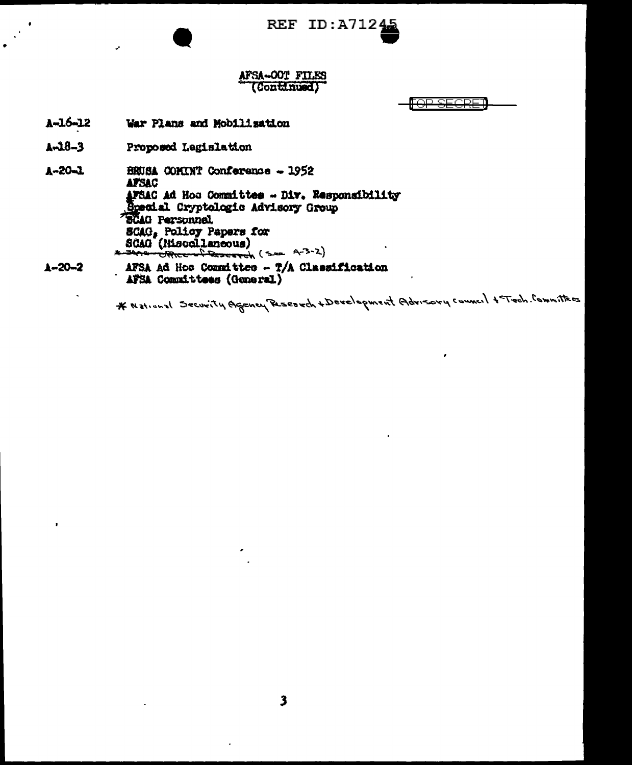REF ID:A71245

AFSA-OOT FILES
(Continued)

TOP SECRET

| | |
|---|---|
| A-16-12 | War Plans and Mobilization |
| A-18-3 | Proposed Legislation |
| A-20-1 | BRUSA COMINT Conference - 1952<br>AFSAC<br>AFSAC Ad Hoc Committee - Div. Responsibility<br>Special Cryptologic Advisory Group<br>\*SCAG Personnel<br>SCAG, Policy Papers for<br>SCAG (Miscellaneous)<br>~~\* SCAG - Office of Research~~ (See A-3-2) |
| A-20-2 | AFSA Ad Hoc Committee - T/A Classification<br>AFSA Committees (General) |

\* National Security Agency Research + Development Advisory Council + Tech. Committees